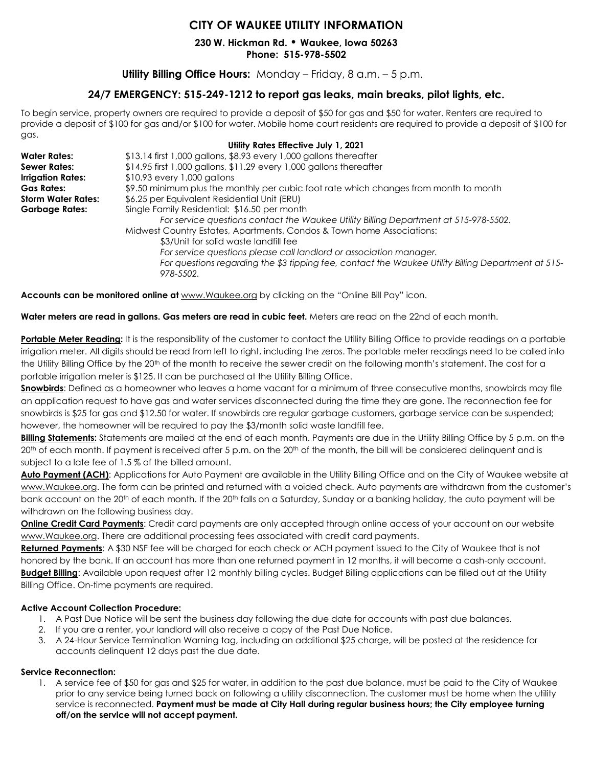# CITY OF WAUKEE UTILITY INFORMATION

**230 W. Hickman Rd. • Waukee, Iowa 50263**
**Phone: 515-978-5502**

**Utility Billing Office Hours:** Monday – Friday, 8 a.m. – 5 p.m.

## 24/7 EMERGENCY: 515-249-1212 to report gas leaks, main breaks, pilot lights, etc.

To begin service, property owners are required to provide a deposit of $50 for gas and $50 for water. Renters are required to provide a deposit of $100 for gas and/or $100 for water. Mobile home court residents are required to provide a deposit of $100 for gas.

**Utility Rates Effective July 1, 2021**

**Water Rates:** $13.14 first 1,000 gallons, $8.93 every 1,000 gallons thereafter
**Sewer Rates:** $14.95 first 1,000 gallons, $11.29 every 1,000 gallons thereafter
**Irrigation Rates:** $10.93 every 1,000 gallons
**Gas Rates:** $9.50 minimum plus the monthly per cubic foot rate which changes from month to month
**Storm Water Rates:** $6.25 per Equivalent Residential Unit (ERU)
**Garbage Rates:** Single Family Residential: $16.50 per month
*For service questions contact the Waukee Utility Billing Department at 515-978-5502.*
Midwest Country Estates, Apartments, Condos & Town home Associations:
$3/Unit for solid waste landfill fee
*For service questions please call landlord or association manager.*
*For questions regarding the $3 tipping fee, contact the Waukee Utility Billing Department at 515-978-5502.*

**Accounts can be monitored online at** www.Waukee.org by clicking on the "Online Bill Pay" icon.

**Water meters are read in gallons. Gas meters are read in cubic feet.** Meters are read on the 22nd of each month.

**Portable Meter Reading:** It is the responsibility of the customer to contact the Utility Billing Office to provide readings on a portable irrigation meter. All digits should be read from left to right, including the zeros. The portable meter readings need to be called into the Utility Billing Office by the 20th of the month to receive the sewer credit on the following month's statement. The cost for a portable irrigation meter is $125. It can be purchased at the Utility Billing Office.

**Snowbirds**: Defined as a homeowner who leaves a home vacant for a minimum of three consecutive months, snowbirds may file an application request to have gas and water services disconnected during the time they are gone. The reconnection fee for snowbirds is $25 for gas and $12.50 for water. If snowbirds are regular garbage customers, garbage service can be suspended; however, the homeowner will be required to pay the $3/month solid waste landfill fee.

**Billing Statements:** Statements are mailed at the end of each month. Payments are due in the Utility Billing Office by 5 p.m. on the 20th of each month. If payment is received after 5 p.m. on the 20th of the month, the bill will be considered delinquent and is subject to a late fee of 1.5 % of the billed amount.

**Auto Payment (ACH)**: Applications for Auto Payment are available in the Utility Billing Office and on the City of Waukee website at www.Waukee.org. The form can be printed and returned with a voided check. Auto payments are withdrawn from the customer's bank account on the 20th of each month. If the 20th falls on a Saturday, Sunday or a banking holiday, the auto payment will be withdrawn on the following business day.

**Online Credit Card Payments**: Credit card payments are only accepted through online access of your account on our website www.Waukee.org. There are additional processing fees associated with credit card payments.

**Returned Payments**: A $30 NSF fee will be charged for each check or ACH payment issued to the City of Waukee that is not honored by the bank. If an account has more than one returned payment in 12 months, it will become a cash-only account.

**Budget Billing**: Available upon request after 12 monthly billing cycles. Budget Billing applications can be filled out at the Utility Billing Office. On-time payments are required.

**Active Account Collection Procedure:**

1. A Past Due Notice will be sent the business day following the due date for accounts with past due balances.
2. If you are a renter, your landlord will also receive a copy of the Past Due Notice.
3. A 24-Hour Service Termination Warning tag, including an additional $25 charge, will be posted at the residence for accounts delinquent 12 days past the due date.

**Service Reconnection:**

1. A service fee of $50 for gas and $25 for water, in addition to the past due balance, must be paid to the City of Waukee prior to any service being turned back on following a utility disconnection. The customer must be home when the utility service is reconnected. **Payment must be made at City Hall during regular business hours; the City employee turning off/on the service will not accept payment.**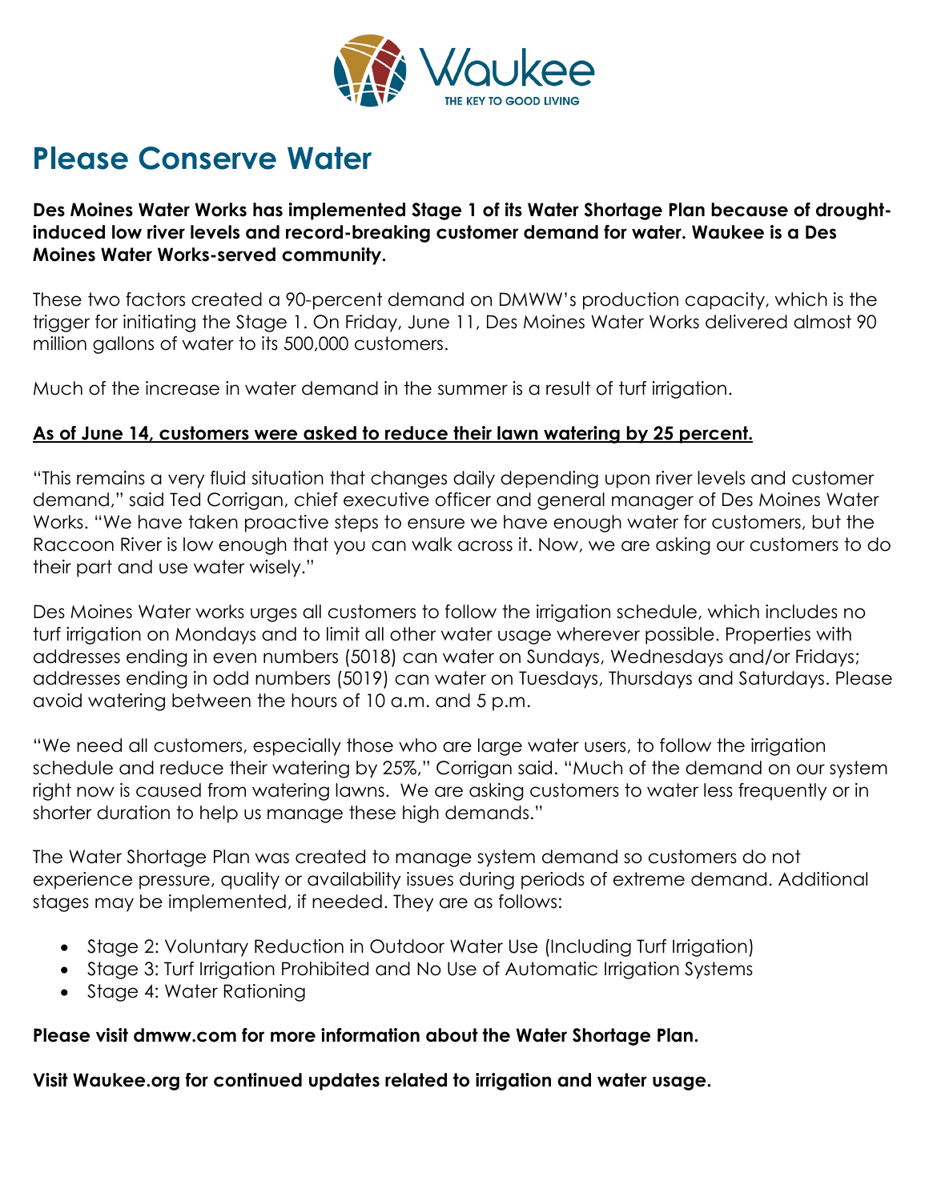Waukee

THE KEY TO GOOD LIVING

# Please Conserve Water

**Des Moines Water Works has implemented Stage 1 of its Water Shortage Plan because of drought-induced low river levels and record-breaking customer demand for water. Waukee is a Des Moines Water Works-served community.**

These two factors created a 90-percent demand on DMWW's production capacity, which is the trigger for initiating the Stage 1. On Friday, June 11, Des Moines Water Works delivered almost 90 million gallons of water to its 500,000 customers.

Much of the increase in water demand in the summer is a result of turf irrigation.

<u>**As of June 14, customers were asked to reduce their lawn watering by 25 percent.**</u>

"This remains a very fluid situation that changes daily depending upon river levels and customer demand," said Ted Corrigan, chief executive officer and general manager of Des Moines Water Works. "We have taken proactive steps to ensure we have enough water for customers, but the Raccoon River is low enough that you can walk across it. Now, we are asking our customers to do their part and use water wisely."

Des Moines Water works urges all customers to follow the irrigation schedule, which includes no turf irrigation on Mondays and to limit all other water usage wherever possible. Properties with addresses ending in even numbers (5018) can water on Sundays, Wednesdays and/or Fridays; addresses ending in odd numbers (5019) can water on Tuesdays, Thursdays and Saturdays. Please avoid watering between the hours of 10 a.m. and 5 p.m.

"We need all customers, especially those who are large water users, to follow the irrigation schedule and reduce their watering by 25%," Corrigan said. "Much of the demand on our system right now is caused from watering lawns. We are asking customers to water less frequently or in shorter duration to help us manage these high demands."

The Water Shortage Plan was created to manage system demand so customers do not experience pressure, quality or availability issues during periods of extreme demand. Additional stages may be implemented, if needed. They are as follows:

- Stage 2: Voluntary Reduction in Outdoor Water Use (Including Turf Irrigation)
- Stage 3: Turf Irrigation Prohibited and No Use of Automatic Irrigation Systems
- Stage 4: Water Rationing

**Please visit dmww.com for more information about the Water Shortage Plan.**

**Visit Waukee.org for continued updates related to irrigation and water usage.**